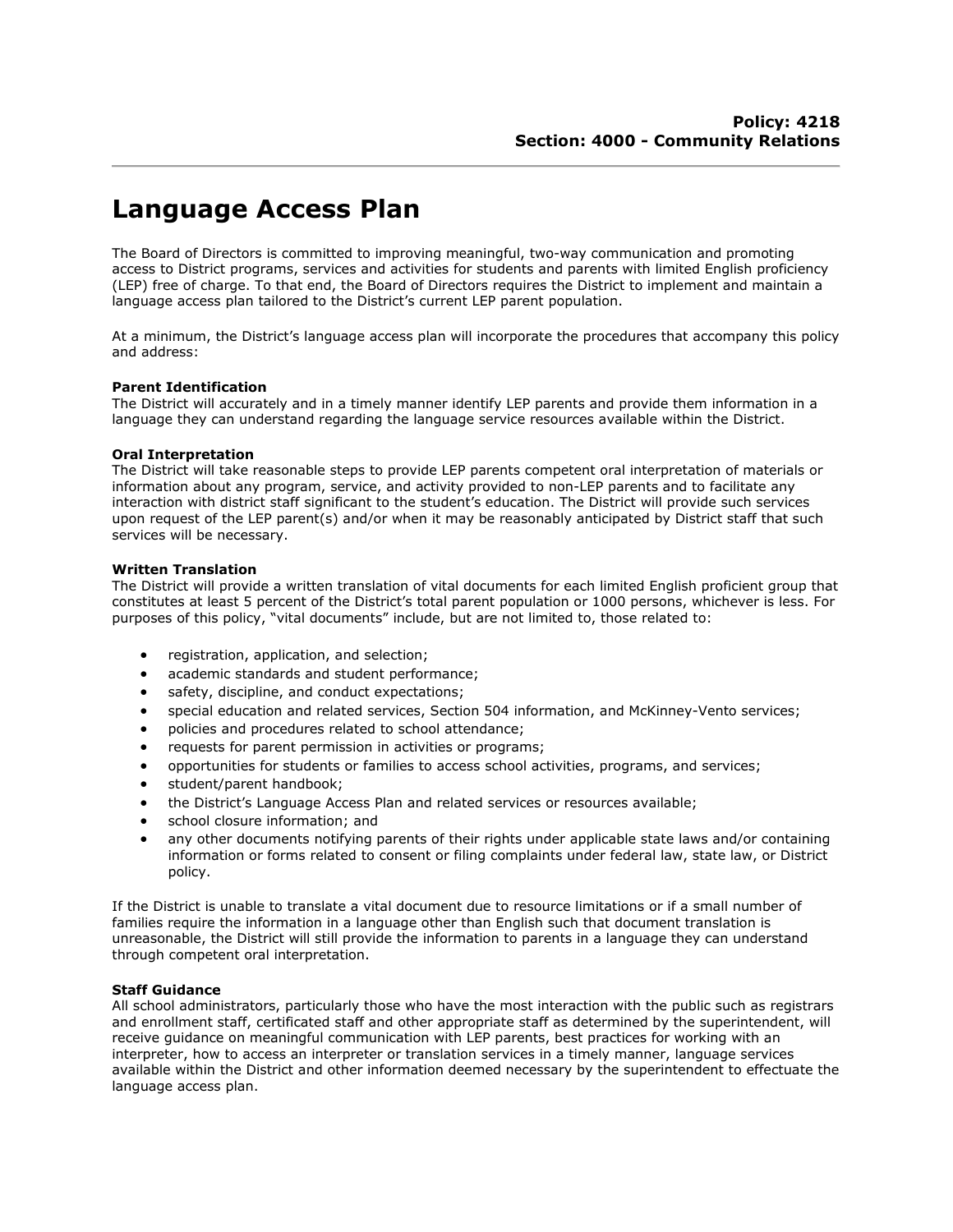**Policy: 4218**
**Section: 4000 - Community Relations**

# Language Access Plan

The Board of Directors is committed to improving meaningful, two-way communication and promoting access to District programs, services and activities for students and parents with limited English proficiency (LEP) free of charge. To that end, the Board of Directors requires the District to implement and maintain a language access plan tailored to the District's current LEP parent population.

At a minimum, the District's language access plan will incorporate the procedures that accompany this policy and address:

**Parent Identification**
The District will accurately and in a timely manner identify LEP parents and provide them information in a language they can understand regarding the language service resources available within the District.

**Oral Interpretation**
The District will take reasonable steps to provide LEP parents competent oral interpretation of materials or information about any program, service, and activity provided to non-LEP parents and to facilitate any interaction with district staff significant to the student's education. The District will provide such services upon request of the LEP parent(s) and/or when it may be reasonably anticipated by District staff that such services will be necessary.

**Written Translation**
The District will provide a written translation of vital documents for each limited English proficient group that constitutes at least 5 percent of the District's total parent population or 1000 persons, whichever is less. For purposes of this policy, "vital documents" include, but are not limited to, those related to:

- registration, application, and selection;
- academic standards and student performance;
- safety, discipline, and conduct expectations;
- special education and related services, Section 504 information, and McKinney-Vento services;
- policies and procedures related to school attendance;
- requests for parent permission in activities or programs;
- opportunities for students or families to access school activities, programs, and services;
- student/parent handbook;
- the District's Language Access Plan and related services or resources available;
- school closure information; and
- any other documents notifying parents of their rights under applicable state laws and/or containing information or forms related to consent or filing complaints under federal law, state law, or District policy.

If the District is unable to translate a vital document due to resource limitations or if a small number of families require the information in a language other than English such that document translation is unreasonable, the District will still provide the information to parents in a language they can understand through competent oral interpretation.

**Staff Guidance**
All school administrators, particularly those who have the most interaction with the public such as registrars and enrollment staff, certificated staff and other appropriate staff as determined by the superintendent, will receive guidance on meaningful communication with LEP parents, best practices for working with an interpreter, how to access an interpreter or translation services in a timely manner, language services available within the District and other information deemed necessary by the superintendent to effectuate the language access plan.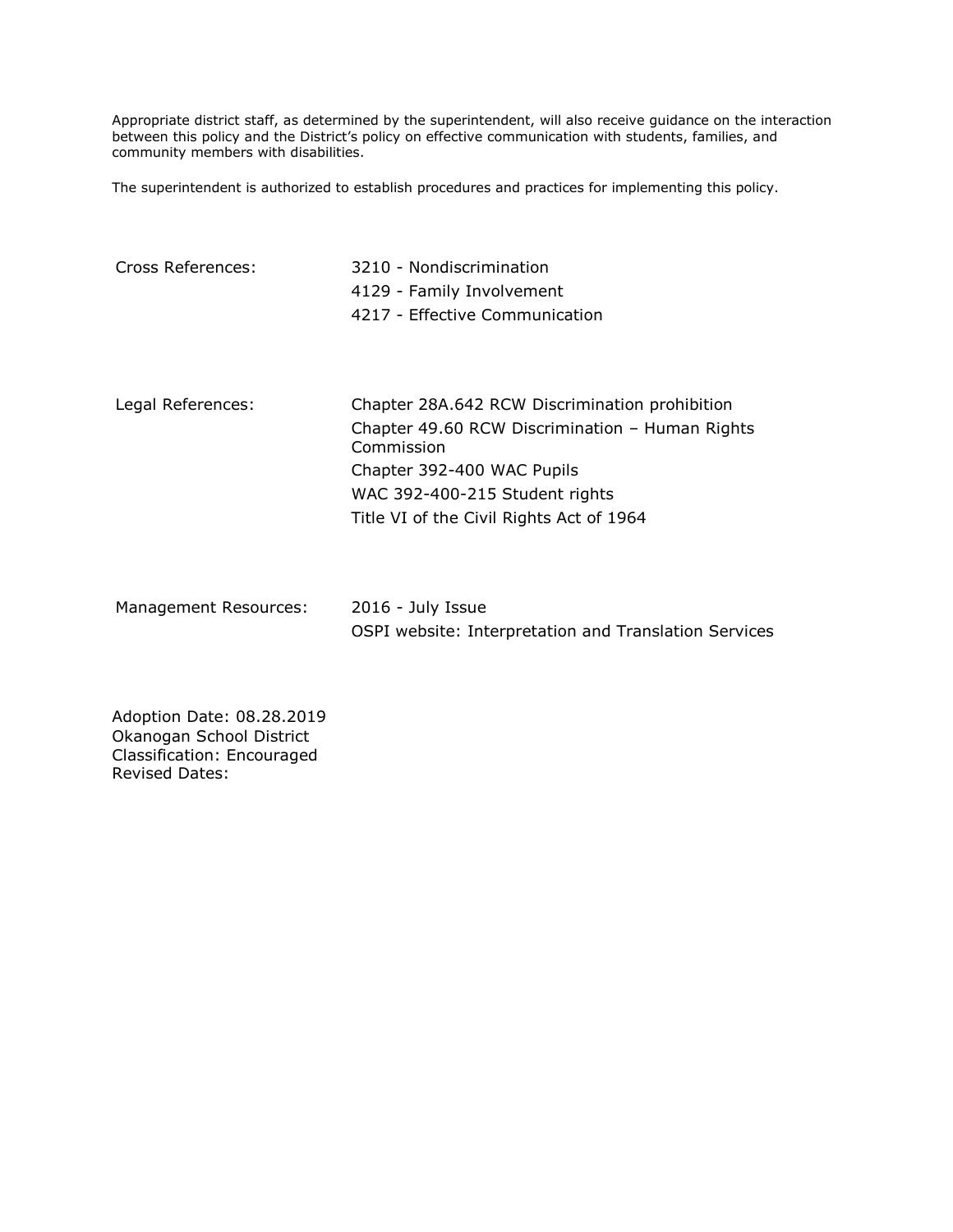Appropriate district staff, as determined by the superintendent, will also receive guidance on the interaction between this policy and the District's policy on effective communication with students, families, and community members with disabilities.

The superintendent is authorized to establish procedures and practices for implementing this policy.

| | |
|---|---|
| Cross References: | 3210 - Nondiscrimination |
| | 4129 - Family Involvement |
| | 4217 - Effective Communication |
| Legal References: | Chapter 28A.642 RCW Discrimination prohibition |
| | Chapter 49.60 RCW Discrimination – Human Rights Commission |
| | Chapter 392-400 WAC Pupils |
| | WAC 392-400-215 Student rights |
| | Title VI of the Civil Rights Act of 1964 |
| Management Resources: | 2016 - July Issue |
| | OSPI website: Interpretation and Translation Services |

Adoption Date: 08.28.2019
Okanogan School District
Classification: Encouraged
Revised Dates: